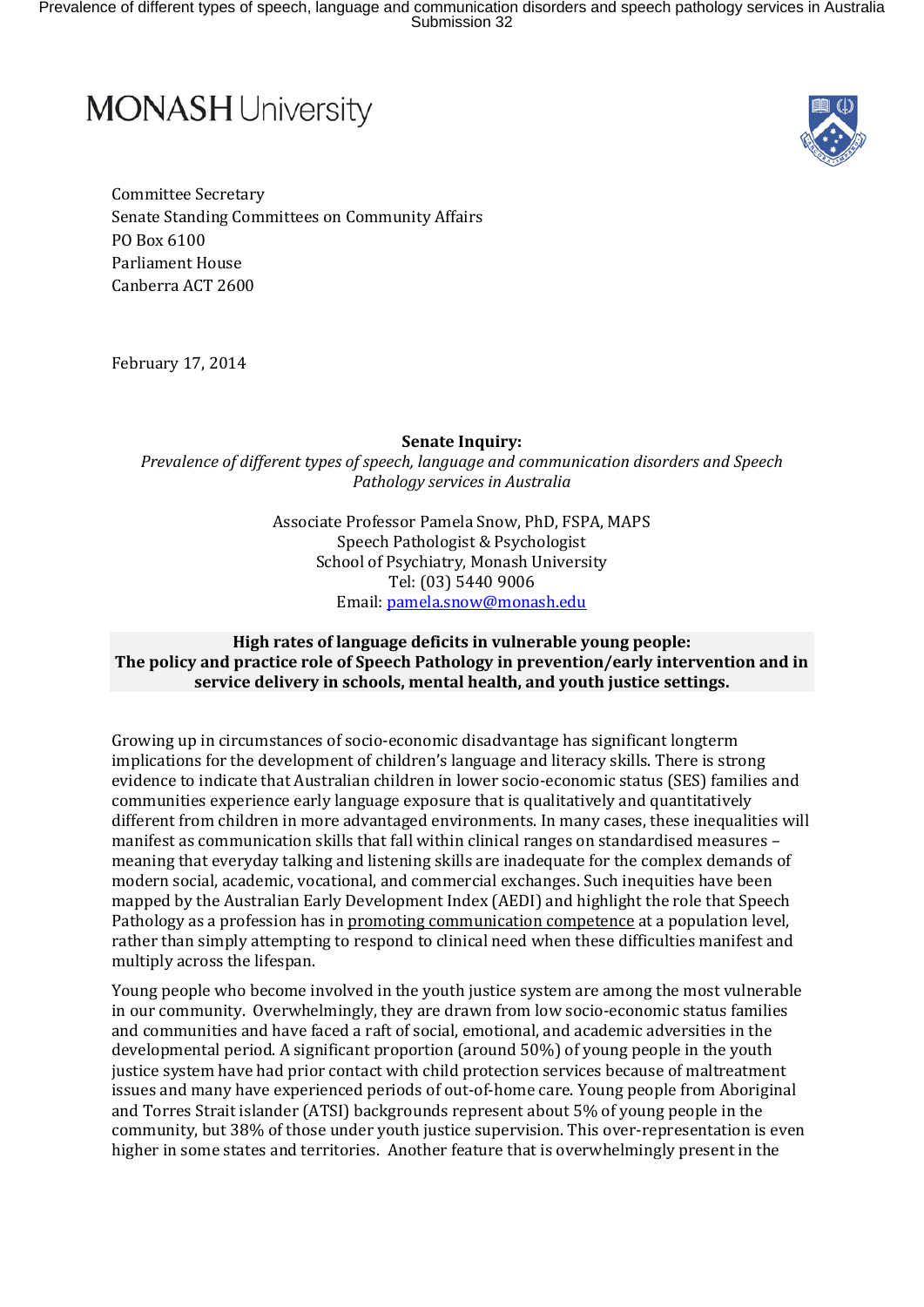MONASH University

Committee Secretary
Senate Standing Committees on Community Affairs
PO Box 6100
Parliament House
Canberra ACT 2600

February 17, 2014

**Senate Inquiry:**
*Prevalence of different types of speech, language and communication disorders and Speech Pathology services in Australia*

Associate Professor Pamela Snow, PhD, FSPA, MAPS
Speech Pathologist & Psychologist
School of Psychiatry, Monash University
Tel: (03) 5440 9006
Email: pamela.snow@monash.edu

**High rates of language deficits in vulnerable young people: The policy and practice role of Speech Pathology in prevention/early intervention and in service delivery in schools, mental health, and youth justice settings.**

Growing up in circumstances of socio-economic disadvantage has significant longterm implications for the development of children's language and literacy skills. There is strong evidence to indicate that Australian children in lower socio-economic status (SES) families and communities experience early language exposure that is qualitatively and quantitatively different from children in more advantaged environments. In many cases, these inequalities will manifest as communication skills that fall within clinical ranges on standardised measures – meaning that everyday talking and listening skills are inadequate for the complex demands of modern social, academic, vocational, and commercial exchanges. Such inequities have been mapped by the Australian Early Development Index (AEDI) and highlight the role that Speech Pathology as a profession has in promoting communication competence at a population level, rather than simply attempting to respond to clinical need when these difficulties manifest and multiply across the lifespan.

Young people who become involved in the youth justice system are among the most vulnerable in our community. Overwhelmingly, they are drawn from low socio-economic status families and communities and have faced a raft of social, emotional, and academic adversities in the developmental period. A significant proportion (around 50%) of young people in the youth justice system have had prior contact with child protection services because of maltreatment issues and many have experienced periods of out-of-home care. Young people from Aboriginal and Torres Strait islander (ATSI) backgrounds represent about 5% of young people in the community, but 38% of those under youth justice supervision. This over-representation is even higher in some states and territories. Another feature that is overwhelmingly present in the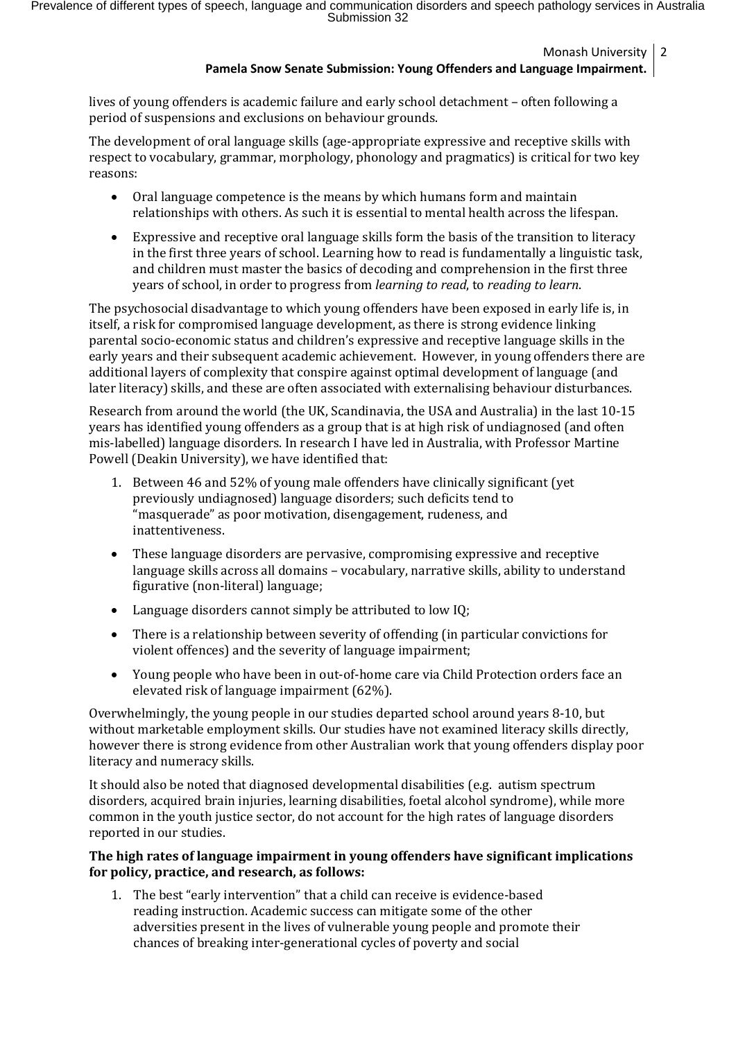lives of young offenders is academic failure and early school detachment – often following a period of suspensions and exclusions on behaviour grounds.

The development of oral language skills (age-appropriate expressive and receptive skills with respect to vocabulary, grammar, morphology, phonology and pragmatics) is critical for two key reasons:

- Oral language competence is the means by which humans form and maintain relationships with others. As such it is essential to mental health across the lifespan.
- Expressive and receptive oral language skills form the basis of the transition to literacy in the first three years of school. Learning how to read is fundamentally a linguistic task, and children must master the basics of decoding and comprehension in the first three years of school, in order to progress from *learning to read*, to *reading to learn*.

The psychosocial disadvantage to which young offenders have been exposed in early life is, in itself, a risk for compromised language development, as there is strong evidence linking parental socio-economic status and children's expressive and receptive language skills in the early years and their subsequent academic achievement. However, in young offenders there are additional layers of complexity that conspire against optimal development of language (and later literacy) skills, and these are often associated with externalising behaviour disturbances.

Research from around the world (the UK, Scandinavia, the USA and Australia) in the last 10-15 years has identified young offenders as a group that is at high risk of undiagnosed (and often mis-labelled) language disorders. In research I have led in Australia, with Professor Martine Powell (Deakin University), we have identified that:

1. Between 46 and 52% of young male offenders have clinically significant (yet previously undiagnosed) language disorders; such deficits tend to "masquerade" as poor motivation, disengagement, rudeness, and inattentiveness.

- These language disorders are pervasive, compromising expressive and receptive language skills across all domains – vocabulary, narrative skills, ability to understand figurative (non-literal) language;
- Language disorders cannot simply be attributed to low IQ;
- There is a relationship between severity of offending (in particular convictions for violent offences) and the severity of language impairment;
- Young people who have been in out-of-home care via Child Protection orders face an elevated risk of language impairment (62%).

Overwhelmingly, the young people in our studies departed school around years 8-10, but without marketable employment skills. Our studies have not examined literacy skills directly, however there is strong evidence from other Australian work that young offenders display poor literacy and numeracy skills.

It should also be noted that diagnosed developmental disabilities (e.g. autism spectrum disorders, acquired brain injuries, learning disabilities, foetal alcohol syndrome), while more common in the youth justice sector, do not account for the high rates of language disorders reported in our studies.

**The high rates of language impairment in young offenders have significant implications for policy, practice, and research, as follows:**

1. The best "early intervention" that a child can receive is evidence-based reading instruction. Academic success can mitigate some of the other adversities present in the lives of vulnerable young people and promote their chances of breaking inter-generational cycles of poverty and social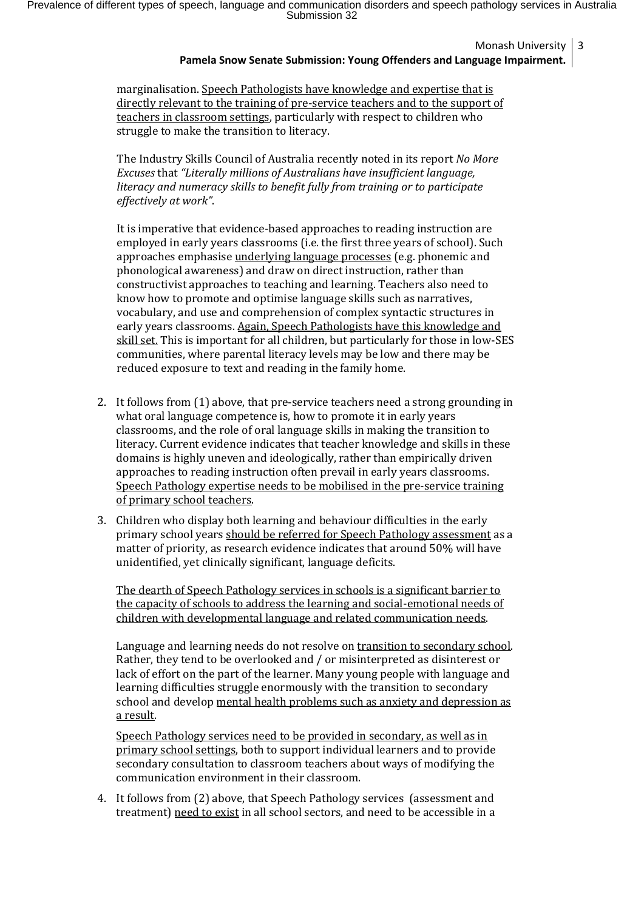marginalisation. <u>Speech Pathologists have knowledge and expertise that is directly relevant to the training of pre-service teachers and to the support of teachers in classroom settings</u>, particularly with respect to children who struggle to make the transition to literacy.

The Industry Skills Council of Australia recently noted in its report *No More Excuses* that *"Literally millions of Australians have insufficient language, literacy and numeracy skills to benefit fully from training or to participate effectively at work"*.

It is imperative that evidence-based approaches to reading instruction are employed in early years classrooms (i.e. the first three years of school). Such approaches emphasise <u>underlying language processes</u> (e.g. phonemic and phonological awareness) and draw on direct instruction, rather than constructivist approaches to teaching and learning. Teachers also need to know how to promote and optimise language skills such as narratives, vocabulary, and use and comprehension of complex syntactic structures in early years classrooms. <u>Again, Speech Pathologists have this knowledge and skill set.</u> This is important for all children, but particularly for those in low-SES communities, where parental literacy levels may be low and there may be reduced exposure to text and reading in the family home.

2. It follows from (1) above, that pre-service teachers need a strong grounding in what oral language competence is, how to promote it in early years classrooms, and the role of oral language skills in making the transition to literacy. Current evidence indicates that teacher knowledge and skills in these domains is highly uneven and ideologically, rather than empirically driven approaches to reading instruction often prevail in early years classrooms. <u>Speech Pathology expertise needs to be mobilised in the pre-service training of primary school teachers</u>.

3. Children who display both learning and behaviour difficulties in the early primary school years <u>should be referred for Speech Pathology assessment</u> as a matter of priority, as research evidence indicates that around 50% will have unidentified, yet clinically significant, language deficits.

   <u>The dearth of Speech Pathology services in schools is a significant barrier to the capacity of schools to address the learning and social-emotional needs of children with developmental language and related communication needs</u>.

   Language and learning needs do not resolve on <u>transition to secondary school</u>. Rather, they tend to be overlooked and / or misinterpreted as disinterest or lack of effort on the part of the learner. Many young people with language and learning difficulties struggle enormously with the transition to secondary school and develop <u>mental health problems such as anxiety and depression as a result</u>.

   <u>Speech Pathology services need to be provided in secondary, as well as in primary school settings</u>, both to support individual learners and to provide secondary consultation to classroom teachers about ways of modifying the communication environment in their classroom.

4. It follows from (2) above, that Speech Pathology services (assessment and treatment) <u>need to exist</u> in all school sectors, and need to be accessible in a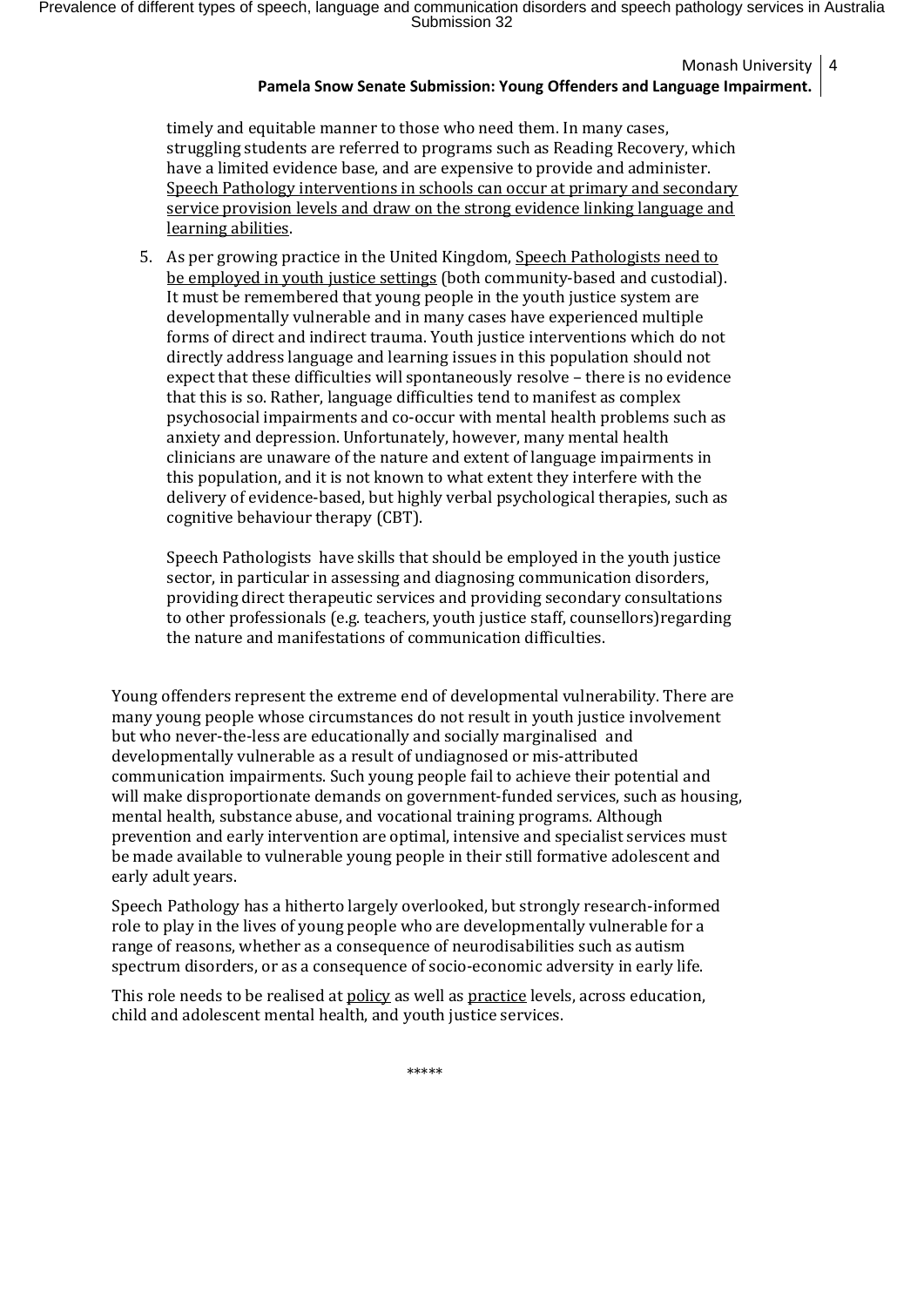timely and equitable manner to those who need them. In many cases, struggling students are referred to programs such as Reading Recovery, which have a limited evidence base, and are expensive to provide and administer. <u>Speech Pathology interventions in schools can occur at primary and secondary service provision levels and draw on the strong evidence linking language and learning abilities</u>.

5. As per growing practice in the United Kingdom, <u>Speech Pathologists need to be employed in youth justice settings</u> (both community-based and custodial). It must be remembered that young people in the youth justice system are developmentally vulnerable and in many cases have experienced multiple forms of direct and indirect trauma. Youth justice interventions which do not directly address language and learning issues in this population should not expect that these difficulties will spontaneously resolve – there is no evidence that this is so. Rather, language difficulties tend to manifest as complex psychosocial impairments and co-occur with mental health problems such as anxiety and depression. Unfortunately, however, many mental health clinicians are unaware of the nature and extent of language impairments in this population, and it is not known to what extent they interfere with the delivery of evidence-based, but highly verbal psychological therapies, such as cognitive behaviour therapy (CBT).

   Speech Pathologists have skills that should be employed in the youth justice sector, in particular in assessing and diagnosing communication disorders, providing direct therapeutic services and providing secondary consultations to other professionals (e.g. teachers, youth justice staff, counsellors)regarding the nature and manifestations of communication difficulties.

Young offenders represent the extreme end of developmental vulnerability. There are many young people whose circumstances do not result in youth justice involvement but who never-the-less are educationally and socially marginalised and developmentally vulnerable as a result of undiagnosed or mis-attributed communication impairments. Such young people fail to achieve their potential and will make disproportionate demands on government-funded services, such as housing, mental health, substance abuse, and vocational training programs. Although prevention and early intervention are optimal, intensive and specialist services must be made available to vulnerable young people in their still formative adolescent and early adult years.

Speech Pathology has a hitherto largely overlooked, but strongly research-informed role to play in the lives of young people who are developmentally vulnerable for a range of reasons, whether as a consequence of neurodisabilities such as autism spectrum disorders, or as a consequence of socio-economic adversity in early life.

This role needs to be realised at <u>policy</u> as well as <u>practice</u> levels, across education, child and adolescent mental health, and youth justice services.

*****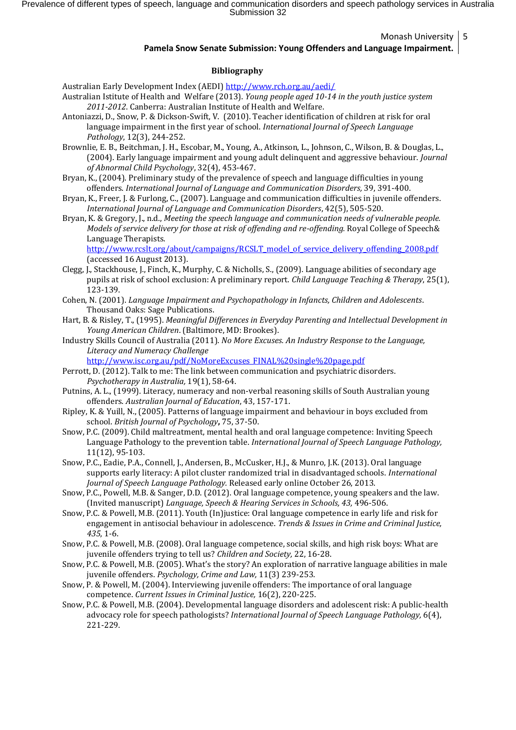## Bibliography

Australian Early Development Index (AEDI) http://www.rch.org.au/aedi/

Australian Istitute of Health and Welfare (2013). *Young people aged 10-14 in the youth justice system 2011-2012*. Canberra: Australian Institute of Health and Welfare.

Antoniazzi, D., Snow, P. & Dickson-Swift, V. (2010). Teacher identification of children at risk for oral language impairment in the first year of school. *International Journal of Speech Language Pathology*, 12(3), 244-252.

Brownlie, E. B., Beitchman, J. H., Escobar, M., Young, A., Atkinson, L., Johnson, C., Wilson, B. & Douglas, L., (2004). Early language impairment and young adult delinquent and aggressive behaviour. *Journal of Abnormal Child Psychology*, 32(4), 453-467.

Bryan, K., (2004). Preliminary study of the prevalence of speech and language difficulties in young offenders. *International Journal of Language and Communication Disorders,* 39, 391-400.

Bryan, K., Freer, J. & Furlong, C., (2007). Language and communication difficulties in juvenile offenders. *International Journal of Language and Communication Disorders*, 42(5), 505-520.

Bryan, K. & Gregory, J., n.d., *Meeting the speech language and communication needs of vulnerable people. Models of service delivery for those at risk of offending and re-offending.* Royal College of Speech& Language Therapists. http://www.rcslt.org/about/campaigns/RCSLT_model_of_service_delivery_offending_2008.pdf (accessed 16 August 2013).

Clegg, J., Stackhouse, J., Finch, K., Murphy, C. & Nicholls, S., (2009). Language abilities of secondary age pupils at risk of school exclusion: A preliminary report. *Child Language Teaching & Therapy*, 25(1), 123-139.

Cohen, N. (2001). *Language Impairment and Psychopathology in Infancts, Children and Adolescents*. Thousand Oaks: Sage Publications.

Hart, B. & Risley, T., (1995). *Meaningful Differences in Everyday Parenting and Intellectual Development in Young American Children*. (Baltimore, MD: Brookes).

Industry Skills Council of Australia (2011). *No More Excuses. An Industry Response to the Language, Literacy and Numeracy Challenge* http://www.isc.org.au/pdf/NoMoreExcuses_FINAL%20single%20page.pdf

Perrott, D. (2012). Talk to me: The link between communication and psychiatric disorders. *Psychotherapy in Australia,* 19(1), 58-64.

Putnins, A. L., (1999). Literacy, numeracy and non-verbal reasoning skills of South Australian young offenders. *Australian Journal of Education*, 43, 157-171.

Ripley, K. & Yuill, N., (2005). Patterns of language impairment and behaviour in boys excluded from school. *British Journal of Psychology***,** 75, 37-50.

Snow, P.C. (2009). Child maltreatment, mental health and oral language competence: Inviting Speech Language Pathology to the prevention table. *International Journal of Speech Language Pathology,* 11(12), 95-103.

Snow, P.C., Eadie, P.A., Connell, J., Andersen, B., McCusker, H.J., & Munro, J.K. (2013). Oral language supports early literacy: A pilot cluster randomized trial in disadvantaged schools. *International Journal of Speech Language Pathology.* Released early online October 26, 2013.

Snow, P.C., Powell, M.B. & Sanger, D.D. (2012). Oral language competence, young speakers and the law. (Invited manuscript) *Language, Speech & Hearing Services in Schools, 43,* 496-506.

Snow, P.C. & Powell, M.B. (2011). Youth (In)justice: Oral language competence in early life and risk for engagement in antisocial behaviour in adolescence. *Trends & Issues in Crime and Criminal Justice, 435*, 1-6.

Snow, P.C. & Powell, M.B. (2008). Oral language competence, social skills, and high risk boys: What are juvenile offenders trying to tell us? *Children and Society,* 22, 16-28.

Snow, P.C. & Powell, M.B. (2005). What's the story? An exploration of narrative language abilities in male juvenile offenders. *Psychology, Crime and Law,* 11(3) 239-253.

Snow, P. & Powell, M. (2004). Interviewing juvenile offenders: The importance of oral language competence. *Current Issues in Criminal Justice,* 16(2), 220-225.

Snow, P.C. & Powell, M.B. (2004). Developmental language disorders and adolescent risk: A public-health advocacy role for speech pathologists? *International Journal of Speech Language Pathology,* 6(4), 221-229.